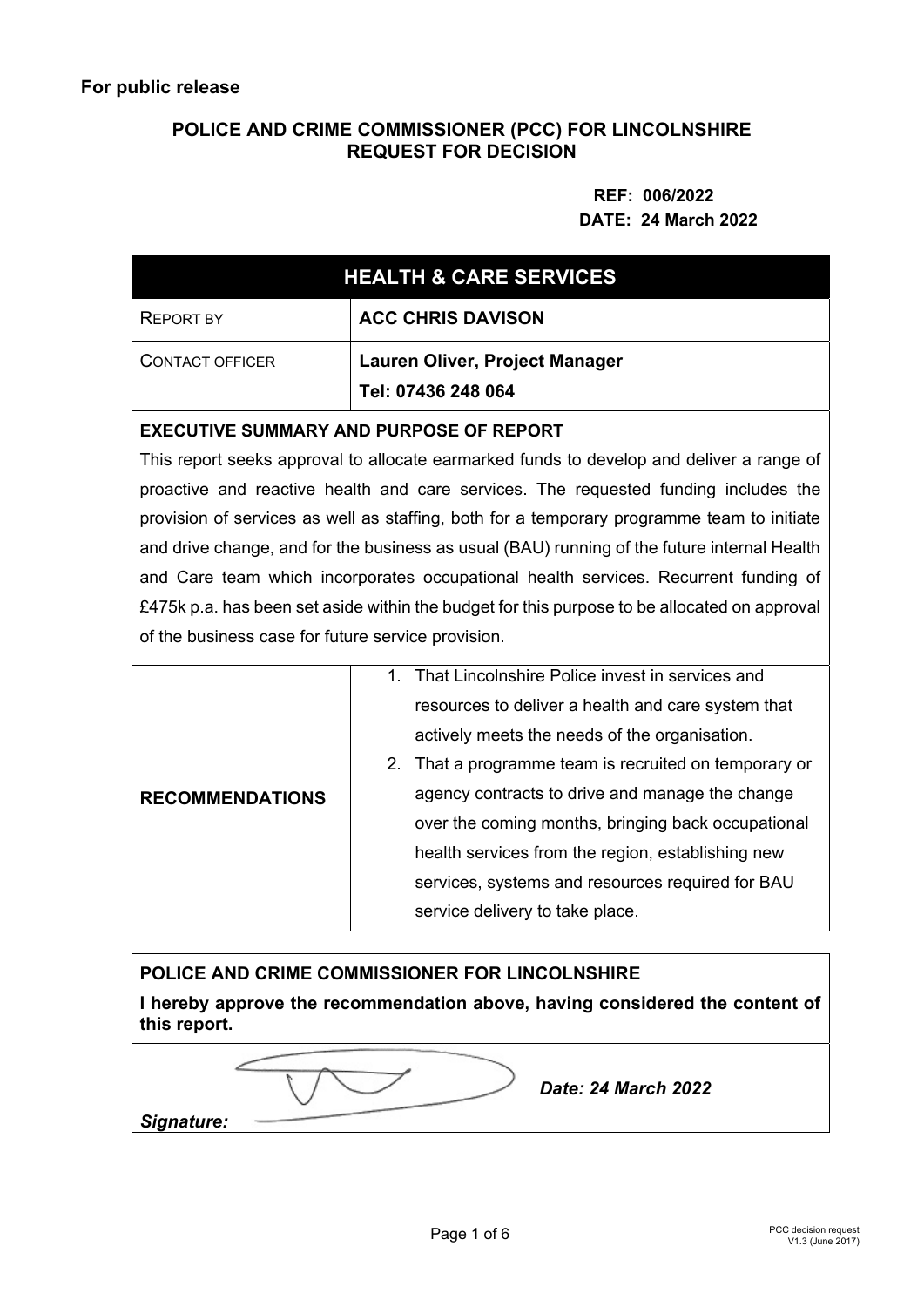**For public release**

**POLICE AND CRIME COMMISSIONER (PCC) FOR LINCOLNSHIRE**
**REQUEST FOR DECISION**

**REF: 006/2022**
**DATE: 24 March 2022**

| **HEALTH & CARE SERVICES** | |
|---|---|
| REPORT BY | **ACC CHRIS DAVISON** |
| CONTACT OFFICER | **Lauren Oliver, Project Manager**<br>**Tel: 07436 248 064** |

**EXECUTIVE SUMMARY AND PURPOSE OF REPORT**

This report seeks approval to allocate earmarked funds to develop and deliver a range of proactive and reactive health and care services. The requested funding includes the provision of services as well as staffing, both for a temporary programme team to initiate and drive change, and for the business as usual (BAU) running of the future internal Health and Care team which incorporates occupational health services. Recurrent funding of £475k p.a. has been set aside within the budget for this purpose to be allocated on approval of the business case for future service provision.

| | |
|---|---|
| **RECOMMENDATIONS** | 1. That Lincolnshire Police invest in services and resources to deliver a health and care system that actively meets the needs of the organisation.<br>2. That a programme team is recruited on temporary or agency contracts to drive and manage the change over the coming months, bringing back occupational health services from the region, establishing new services, systems and resources required for BAU service delivery to take place. |

**POLICE AND CRIME COMMISSIONER FOR LINCOLNSHIRE**

**I hereby approve the recommendation above, having considered the content of this report.**

***Signature:*** ***Date: 24 March 2022***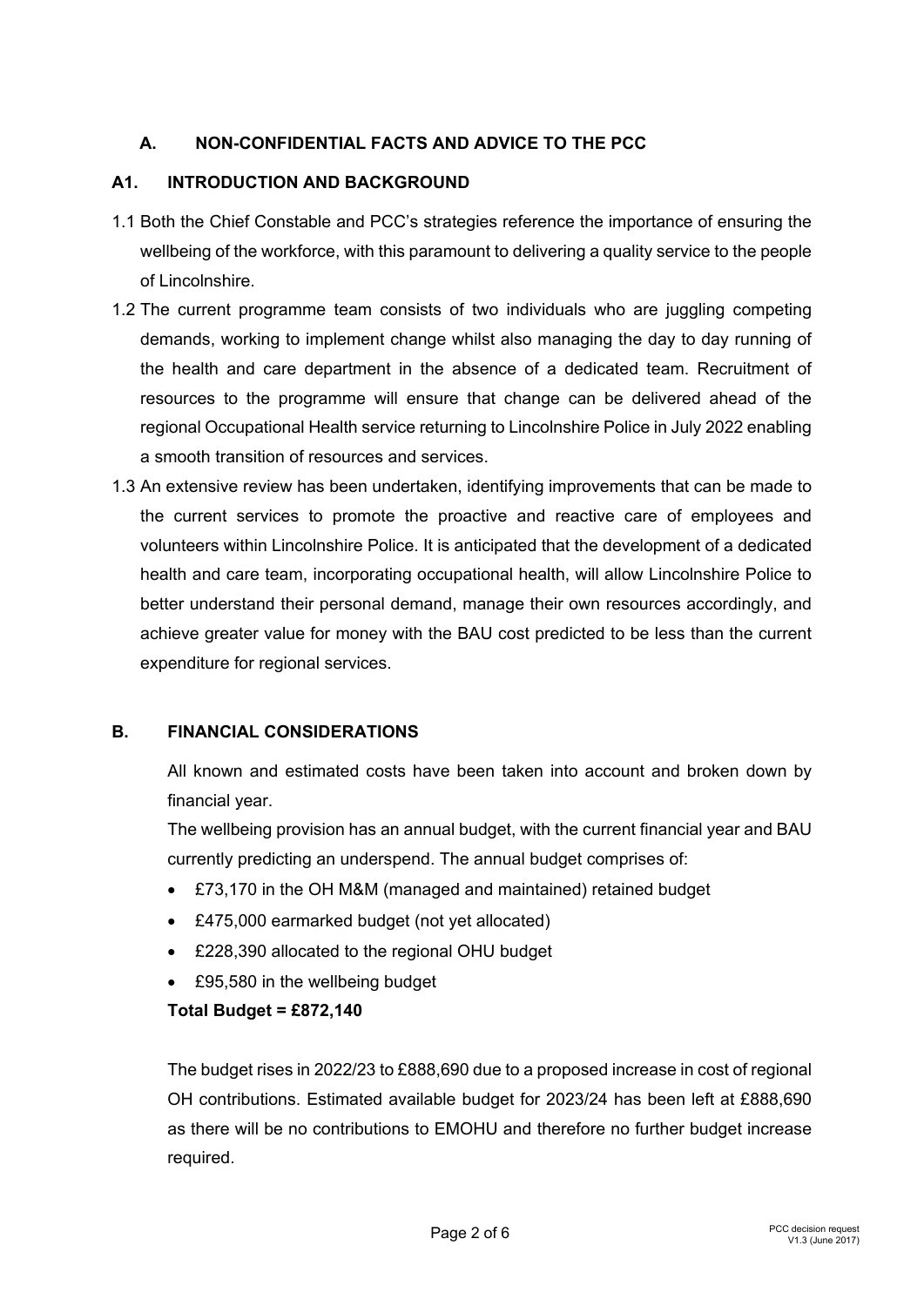## A. NON-CONFIDENTIAL FACTS AND ADVICE TO THE PCC

### A1. INTRODUCTION AND BACKGROUND

1.1 Both the Chief Constable and PCC's strategies reference the importance of ensuring the wellbeing of the workforce, with this paramount to delivering a quality service to the people of Lincolnshire.

1.2 The current programme team consists of two individuals who are juggling competing demands, working to implement change whilst also managing the day to day running of the health and care department in the absence of a dedicated team. Recruitment of resources to the programme will ensure that change can be delivered ahead of the regional Occupational Health service returning to Lincolnshire Police in July 2022 enabling a smooth transition of resources and services.

1.3 An extensive review has been undertaken, identifying improvements that can be made to the current services to promote the proactive and reactive care of employees and volunteers within Lincolnshire Police. It is anticipated that the development of a dedicated health and care team, incorporating occupational health, will allow Lincolnshire Police to better understand their personal demand, manage their own resources accordingly, and achieve greater value for money with the BAU cost predicted to be less than the current expenditure for regional services.

## B. FINANCIAL CONSIDERATIONS

All known and estimated costs have been taken into account and broken down by financial year.

The wellbeing provision has an annual budget, with the current financial year and BAU currently predicting an underspend. The annual budget comprises of:

- £73,170 in the OH M&M (managed and maintained) retained budget
- £475,000 earmarked budget (not yet allocated)
- £228,390 allocated to the regional OHU budget
- £95,580 in the wellbeing budget

**Total Budget = £872,140**

The budget rises in 2022/23 to £888,690 due to a proposed increase in cost of regional OH contributions. Estimated available budget for 2023/24 has been left at £888,690 as there will be no contributions to EMOHU and therefore no further budget increase required.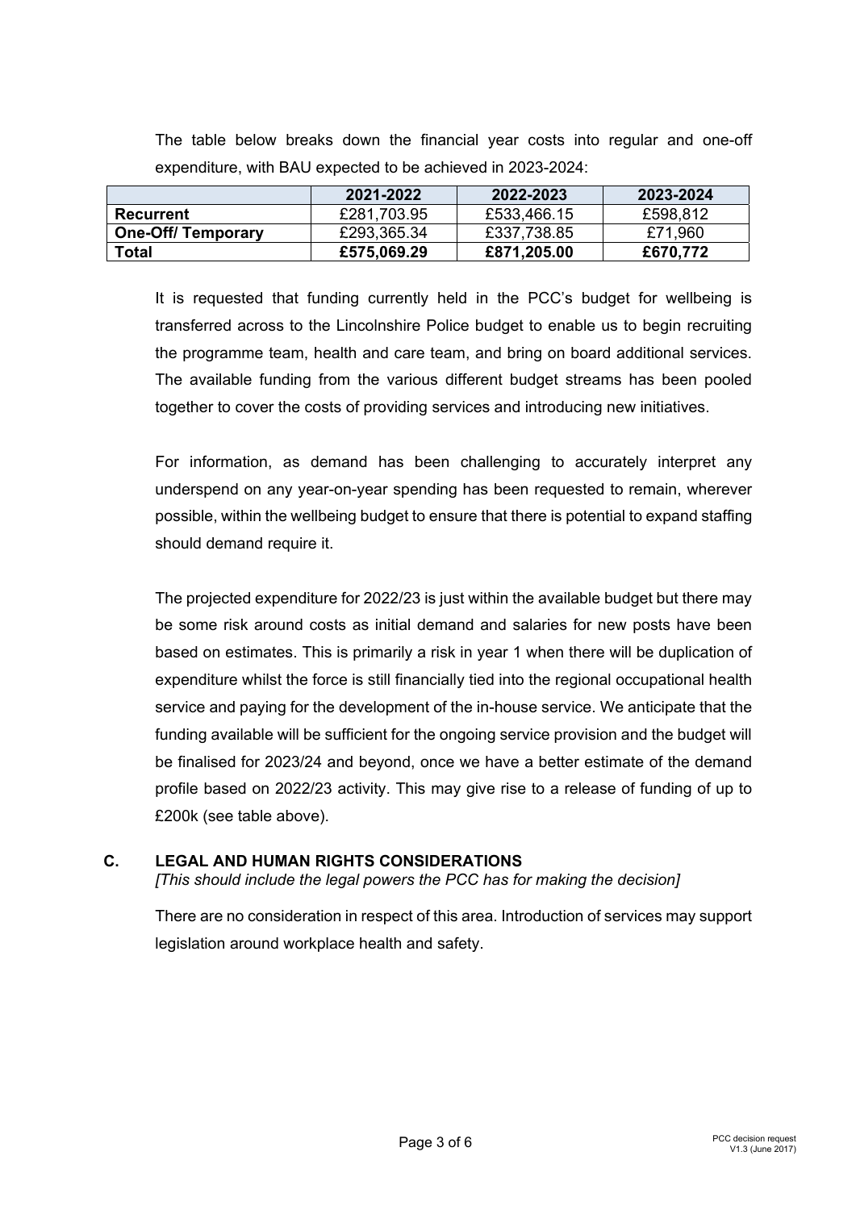The table below breaks down the financial year costs into regular and one-off expenditure, with BAU expected to be achieved in 2023-2024:

| | 2021-2022 | 2022-2023 | 2023-2024 |
|---|---|---|---|
| **Recurrent** | £281,703.95 | £533,466.15 | £598,812 |
| **One-Off/ Temporary** | £293,365.34 | £337,738.85 | £71,960 |
| **Total** | **£575,069.29** | **£871,205.00** | **£670,772** |

It is requested that funding currently held in the PCC's budget for wellbeing is transferred across to the Lincolnshire Police budget to enable us to begin recruiting the programme team, health and care team, and bring on board additional services. The available funding from the various different budget streams has been pooled together to cover the costs of providing services and introducing new initiatives.

For information, as demand has been challenging to accurately interpret any underspend on any year-on-year spending has been requested to remain, wherever possible, within the wellbeing budget to ensure that there is potential to expand staffing should demand require it.

The projected expenditure for 2022/23 is just within the available budget but there may be some risk around costs as initial demand and salaries for new posts have been based on estimates. This is primarily a risk in year 1 when there will be duplication of expenditure whilst the force is still financially tied into the regional occupational health service and paying for the development of the in-house service. We anticipate that the funding available will be sufficient for the ongoing service provision and the budget will be finalised for 2023/24 and beyond, once we have a better estimate of the demand profile based on 2022/23 activity. This may give rise to a release of funding of up to £200k (see table above).

## C. LEGAL AND HUMAN RIGHTS CONSIDERATIONS

*[This should include the legal powers the PCC has for making the decision]*

There are no consideration in respect of this area. Introduction of services may support legislation around workplace health and safety.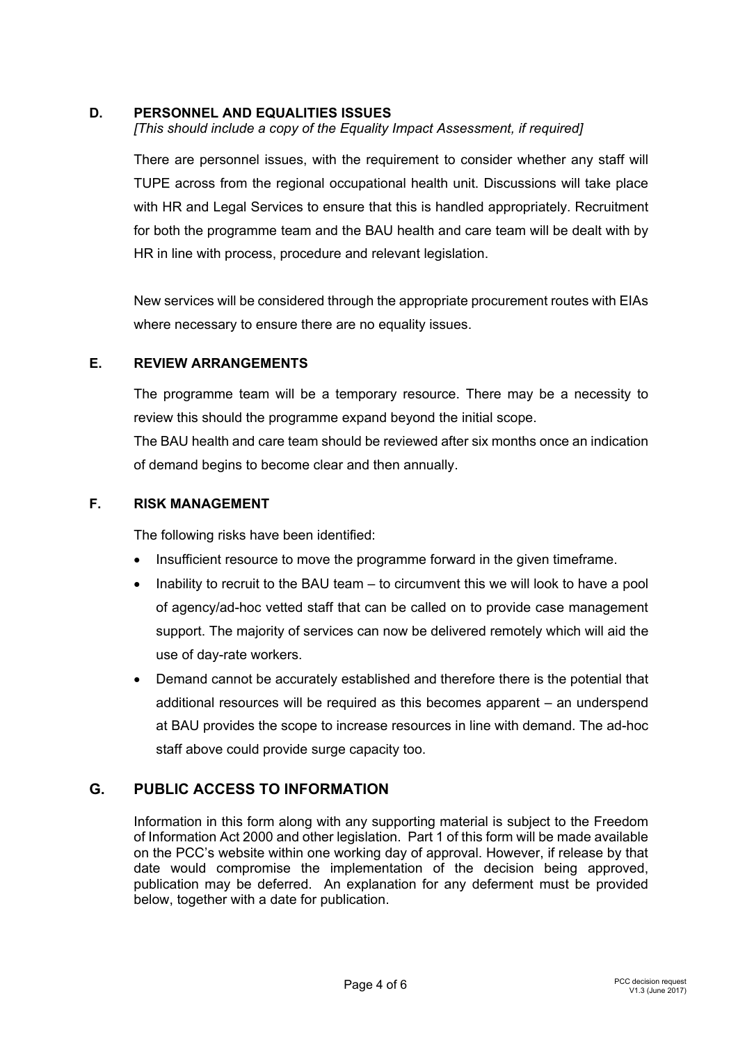## D. PERSONNEL AND EQUALITIES ISSUES

*[This should include a copy of the Equality Impact Assessment, if required]*

There are personnel issues, with the requirement to consider whether any staff will TUPE across from the regional occupational health unit. Discussions will take place with HR and Legal Services to ensure that this is handled appropriately. Recruitment for both the programme team and the BAU health and care team will be dealt with by HR in line with process, procedure and relevant legislation.

New services will be considered through the appropriate procurement routes with EIAs where necessary to ensure there are no equality issues.

## E. REVIEW ARRANGEMENTS

The programme team will be a temporary resource. There may be a necessity to review this should the programme expand beyond the initial scope.

The BAU health and care team should be reviewed after six months once an indication of demand begins to become clear and then annually.

## F. RISK MANAGEMENT

The following risks have been identified:

- Insufficient resource to move the programme forward in the given timeframe.
- Inability to recruit to the BAU team – to circumvent this we will look to have a pool of agency/ad-hoc vetted staff that can be called on to provide case management support. The majority of services can now be delivered remotely which will aid the use of day-rate workers.
- Demand cannot be accurately established and therefore there is the potential that additional resources will be required as this becomes apparent – an underspend at BAU provides the scope to increase resources in line with demand. The ad-hoc staff above could provide surge capacity too.

## G. PUBLIC ACCESS TO INFORMATION

Information in this form along with any supporting material is subject to the Freedom of Information Act 2000 and other legislation. Part 1 of this form will be made available on the PCC's website within one working day of approval. However, if release by that date would compromise the implementation of the decision being approved, publication may be deferred. An explanation for any deferment must be provided below, together with a date for publication.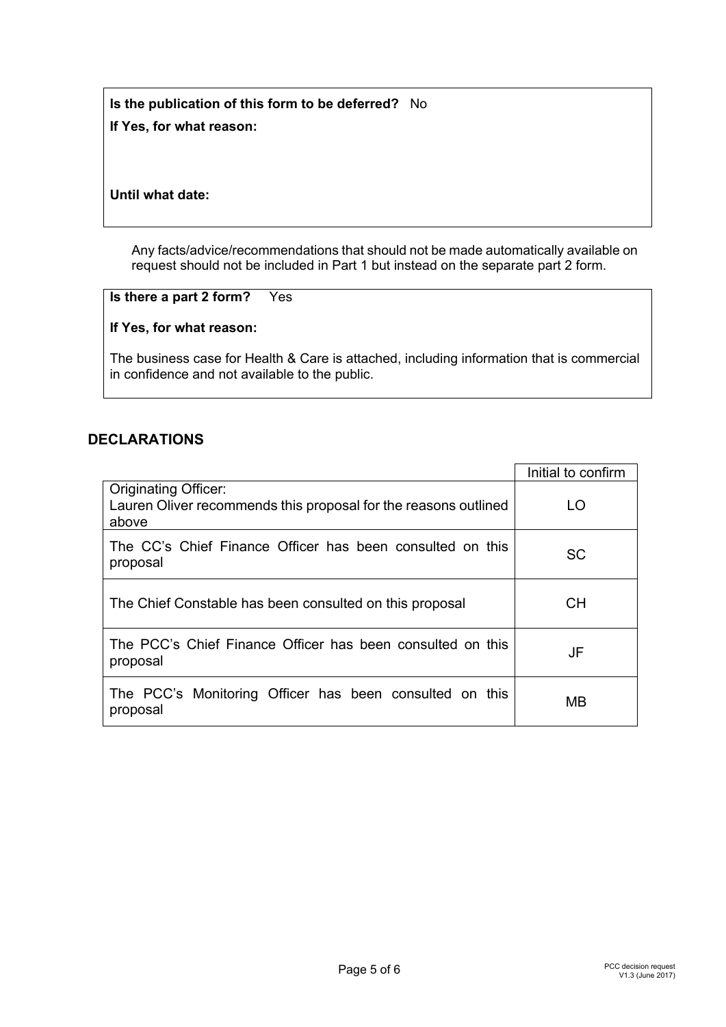**Is the publication of this form to be deferred?** No

**If Yes, for what reason:**

**Until what date:**

Any facts/advice/recommendations that should not be made automatically available on request should not be included in Part 1 but instead on the separate part 2 form.

**Is there a part 2 form?** Yes

**If Yes, for what reason:**

The business case for Health & Care is attached, including information that is commercial in confidence and not available to the public.

## DECLARATIONS

| | Initial to confirm |
|---|---|
| Originating Officer: Lauren Oliver recommends this proposal for the reasons outlined above | LO |
| The CC's Chief Finance Officer has been consulted on this proposal | SC |
| The Chief Constable has been consulted on this proposal | CH |
| The PCC's Chief Finance Officer has been consulted on this proposal | JF |
| The PCC's Monitoring Officer has been consulted on this proposal | MB |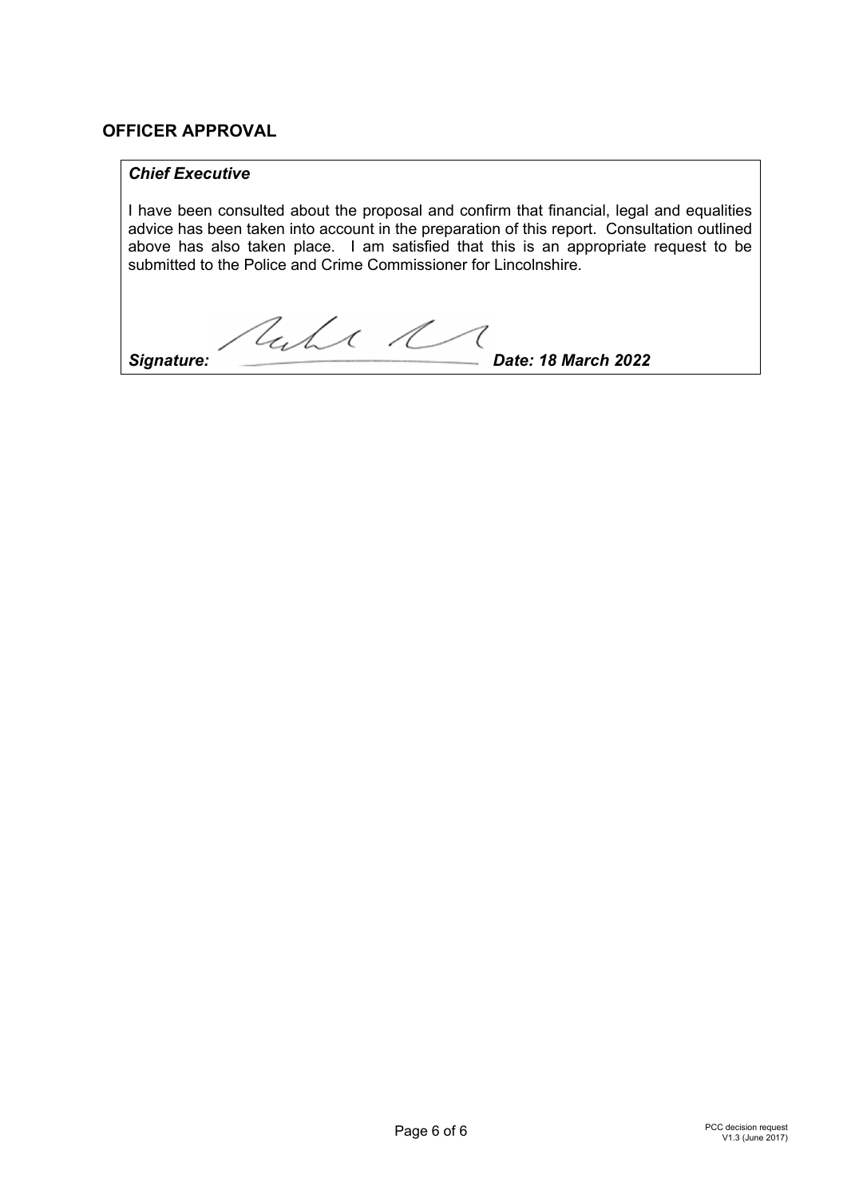## OFFICER APPROVAL

| |
|---|
| ***Chief Executive*** |
| I have been consulted about the proposal and confirm that financial, legal and equalities advice has been taken into account in the preparation of this report. Consultation outlined above has also taken place. I am satisfied that this is an appropriate request to be submitted to the Police and Crime Commissioner for Lincolnshire. |
| ***Signature:*** ***Date: 18 March 2022*** |